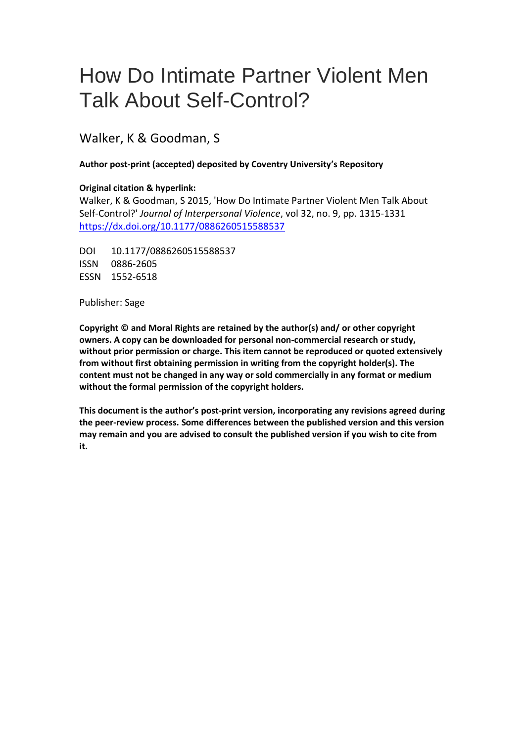# How Do Intimate Partner Violent Men Talk About Self-Control?

Walker, K & Goodman, S

**Author post-print (accepted) deposited by Coventry University's Repository**

**Original citation & hyperlink:**

Walker, K & Goodman, S 2015, 'How Do Intimate Partner Violent Men Talk About Self-Control?' *Journal of Interpersonal Violence*, vol 32, no. 9, pp. 1315-1331
https://dx.doi.org/10.1177/0886260515588537

DOI 10.1177/0886260515588537
ISSN 0886-2605
ESSN 1552-6518

Publisher: Sage

**Copyright © and Moral Rights are retained by the author(s) and/ or other copyright owners. A copy can be downloaded for personal non-commercial research or study, without prior permission or charge. This item cannot be reproduced or quoted extensively from without first obtaining permission in writing from the copyright holder(s). The content must not be changed in any way or sold commercially in any format or medium without the formal permission of the copyright holders.**

**This document is the author's post-print version, incorporating any revisions agreed during the peer-review process. Some differences between the published version and this version may remain and you are advised to consult the published version if you wish to cite from it.**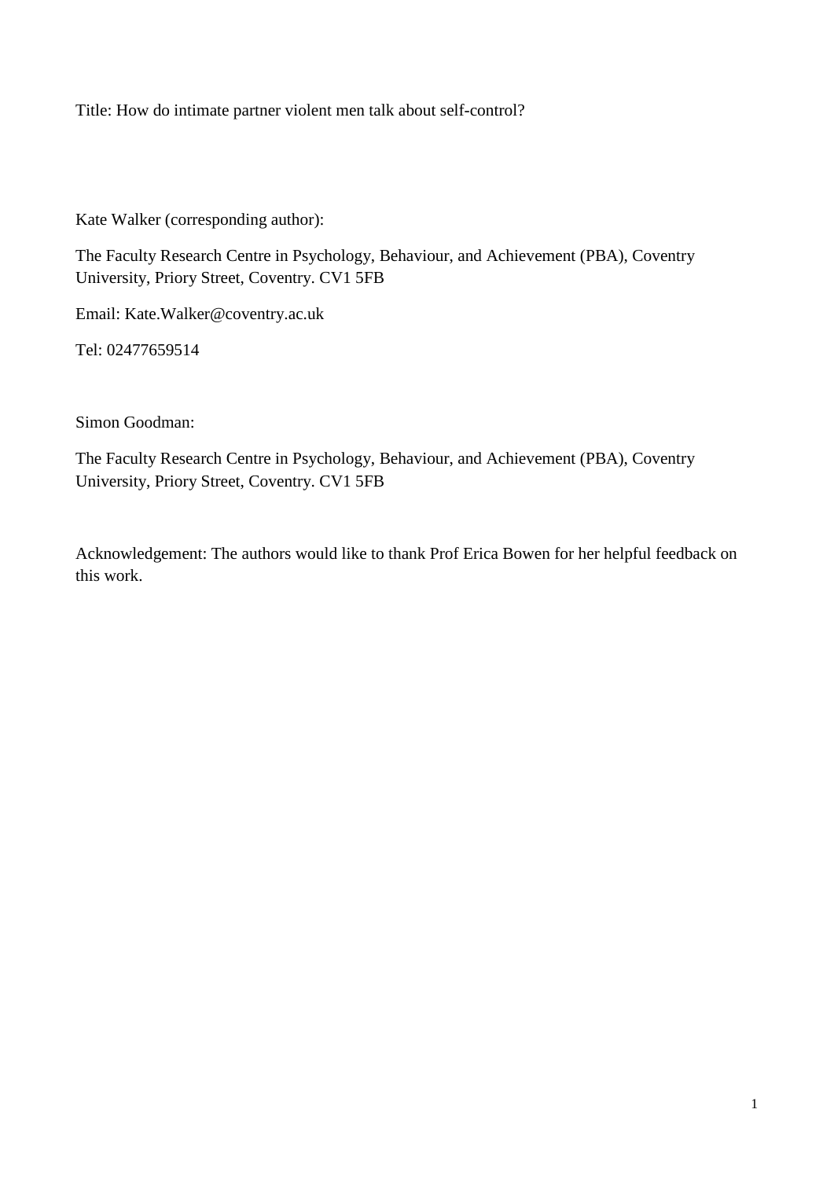Title: How do intimate partner violent men talk about self-control?

Kate Walker (corresponding author):

The Faculty Research Centre in Psychology, Behaviour, and Achievement (PBA), Coventry University, Priory Street, Coventry. CV1 5FB

Email: Kate.Walker@coventry.ac.uk

Tel: 02477659514

Simon Goodman:

The Faculty Research Centre in Psychology, Behaviour, and Achievement (PBA), Coventry University, Priory Street, Coventry. CV1 5FB

Acknowledgement: The authors would like to thank Prof Erica Bowen for her helpful feedback on this work.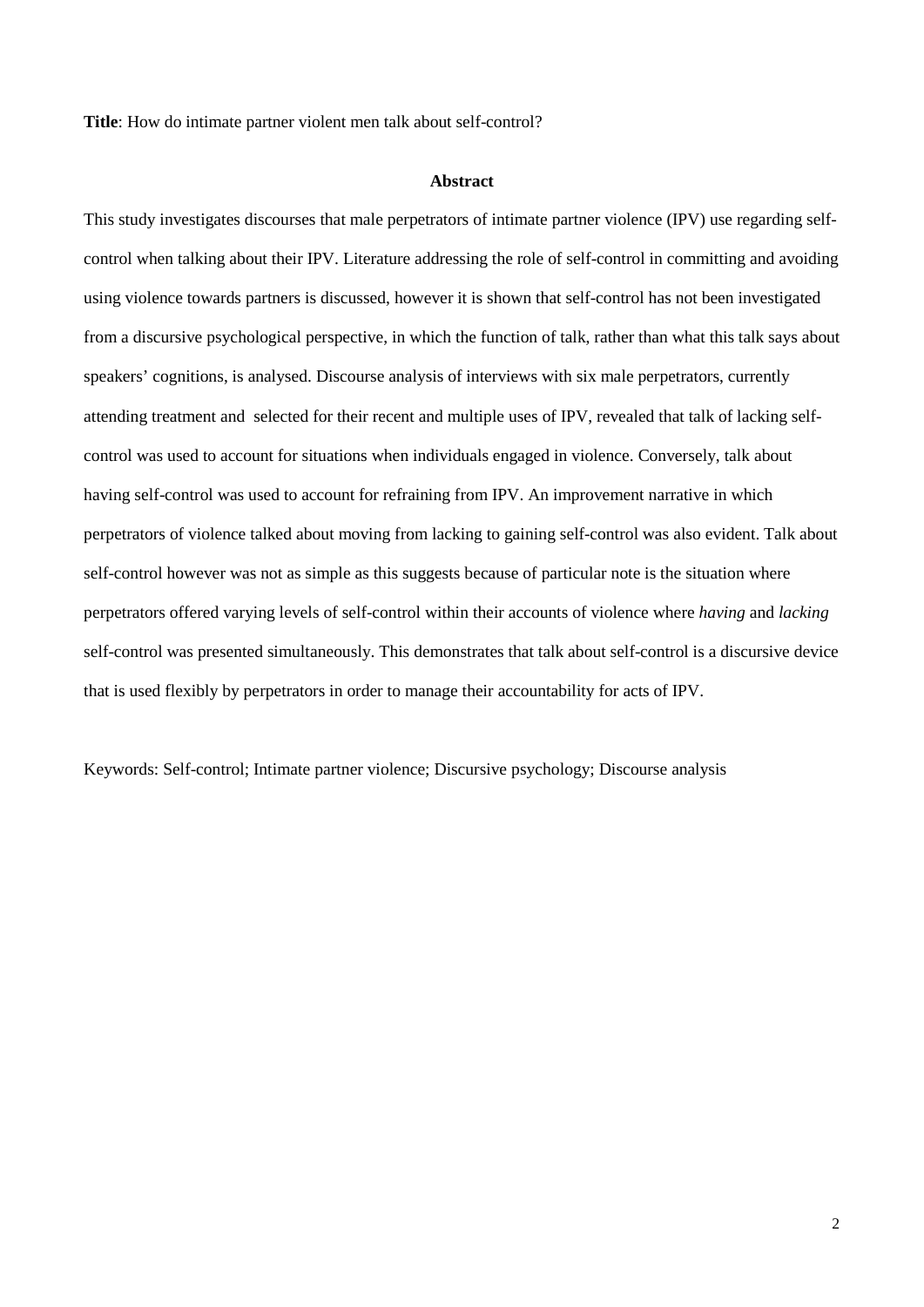**Title**: How do intimate partner violent men talk about self-control?

## Abstract

This study investigates discourses that male perpetrators of intimate partner violence (IPV) use regarding self-control when talking about their IPV. Literature addressing the role of self-control in committing and avoiding using violence towards partners is discussed, however it is shown that self-control has not been investigated from a discursive psychological perspective, in which the function of talk, rather than what this talk says about speakers' cognitions, is analysed. Discourse analysis of interviews with six male perpetrators, currently attending treatment and selected for their recent and multiple uses of IPV, revealed that talk of lacking self-control was used to account for situations when individuals engaged in violence. Conversely, talk about having self-control was used to account for refraining from IPV. An improvement narrative in which perpetrators of violence talked about moving from lacking to gaining self-control was also evident. Talk about self-control however was not as simple as this suggests because of particular note is the situation where perpetrators offered varying levels of self-control within their accounts of violence where *having* and *lacking* self-control was presented simultaneously. This demonstrates that talk about self-control is a discursive device that is used flexibly by perpetrators in order to manage their accountability for acts of IPV.

Keywords: Self-control; Intimate partner violence; Discursive psychology; Discourse analysis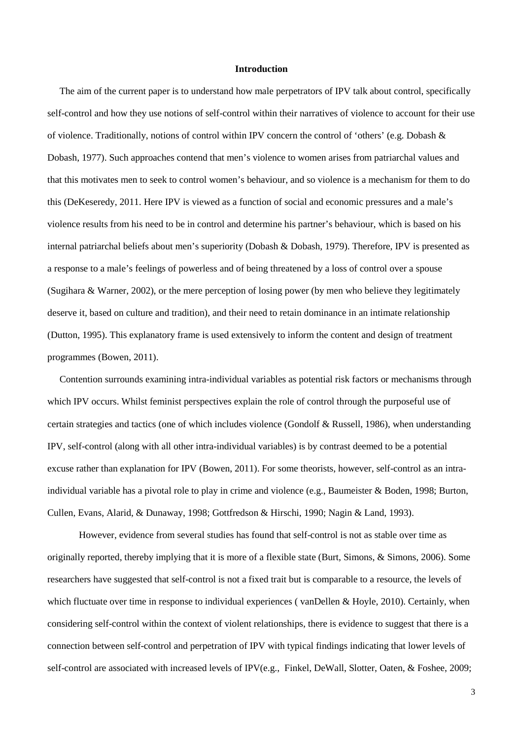## Introduction

The aim of the current paper is to understand how male perpetrators of IPV talk about control, specifically self-control and how they use notions of self-control within their narratives of violence to account for their use of violence. Traditionally, notions of control within IPV concern the control of 'others' (e.g. Dobash & Dobash, 1977). Such approaches contend that men's violence to women arises from patriarchal values and that this motivates men to seek to control women's behaviour, and so violence is a mechanism for them to do this (DeKeseredy, 2011. Here IPV is viewed as a function of social and economic pressures and a male's violence results from his need to be in control and determine his partner's behaviour, which is based on his internal patriarchal beliefs about men's superiority (Dobash & Dobash, 1979). Therefore, IPV is presented as a response to a male's feelings of powerless and of being threatened by a loss of control over a spouse (Sugihara & Warner, 2002), or the mere perception of losing power (by men who believe they legitimately deserve it, based on culture and tradition), and their need to retain dominance in an intimate relationship (Dutton, 1995). This explanatory frame is used extensively to inform the content and design of treatment programmes (Bowen, 2011).

Contention surrounds examining intra-individual variables as potential risk factors or mechanisms through which IPV occurs. Whilst feminist perspectives explain the role of control through the purposeful use of certain strategies and tactics (one of which includes violence (Gondolf & Russell, 1986), when understanding IPV, self-control (along with all other intra-individual variables) is by contrast deemed to be a potential excuse rather than explanation for IPV (Bowen, 2011). For some theorists, however, self-control as an intra-individual variable has a pivotal role to play in crime and violence (e.g., Baumeister & Boden, 1998; Burton, Cullen, Evans, Alarid, & Dunaway, 1998; Gottfredson & Hirschi, 1990; Nagin & Land, 1993).

However, evidence from several studies has found that self-control is not as stable over time as originally reported, thereby implying that it is more of a flexible state (Burt, Simons, & Simons, 2006). Some researchers have suggested that self-control is not a fixed trait but is comparable to a resource, the levels of which fluctuate over time in response to individual experiences ( vanDellen & Hoyle, 2010). Certainly, when considering self-control within the context of violent relationships, there is evidence to suggest that there is a connection between self-control and perpetration of IPV with typical findings indicating that lower levels of self-control are associated with increased levels of IPV(e.g., Finkel, DeWall, Slotter, Oaten, & Foshee, 2009;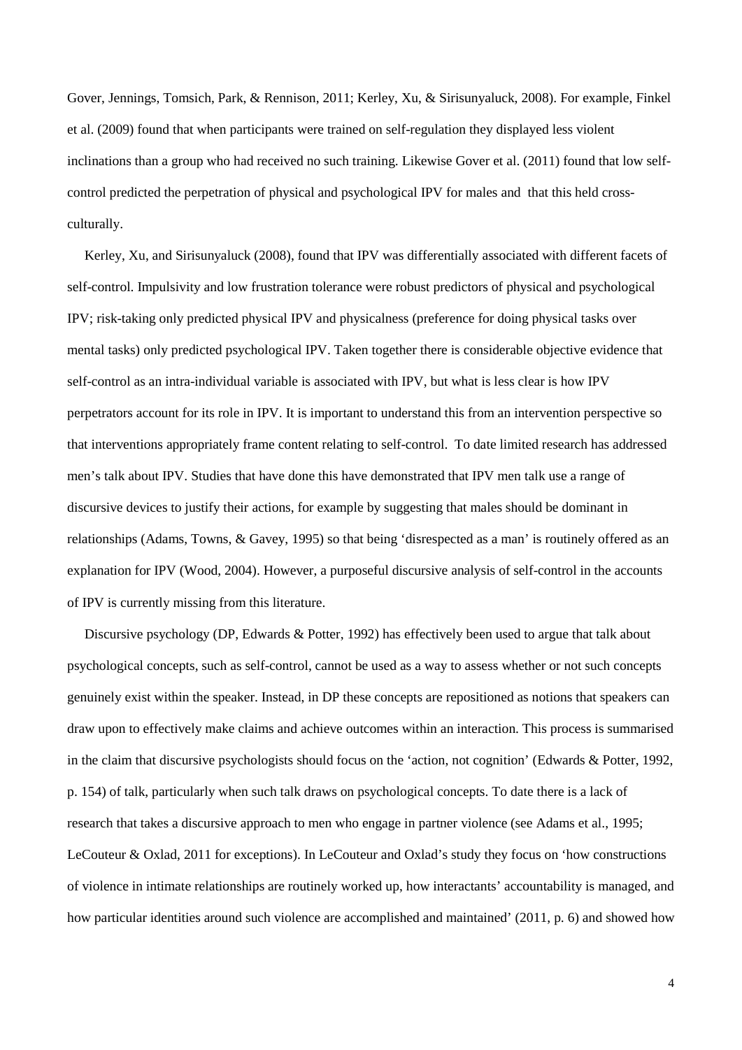Gover, Jennings, Tomsich, Park, & Rennison, 2011; Kerley, Xu, & Sirisunyaluck, 2008). For example, Finkel et al. (2009) found that when participants were trained on self-regulation they displayed less violent inclinations than a group who had received no such training. Likewise Gover et al. (2011) found that low self-control predicted the perpetration of physical and psychological IPV for males and that this held cross-culturally.

Kerley, Xu, and Sirisunyaluck (2008), found that IPV was differentially associated with different facets of self-control. Impulsivity and low frustration tolerance were robust predictors of physical and psychological IPV; risk-taking only predicted physical IPV and physicalness (preference for doing physical tasks over mental tasks) only predicted psychological IPV. Taken together there is considerable objective evidence that self-control as an intra-individual variable is associated with IPV, but what is less clear is how IPV perpetrators account for its role in IPV. It is important to understand this from an intervention perspective so that interventions appropriately frame content relating to self-control. To date limited research has addressed men's talk about IPV. Studies that have done this have demonstrated that IPV men talk use a range of discursive devices to justify their actions, for example by suggesting that males should be dominant in relationships (Adams, Towns, & Gavey, 1995) so that being 'disrespected as a man' is routinely offered as an explanation for IPV (Wood, 2004). However, a purposeful discursive analysis of self-control in the accounts of IPV is currently missing from this literature.

Discursive psychology (DP, Edwards & Potter, 1992) has effectively been used to argue that talk about psychological concepts, such as self-control, cannot be used as a way to assess whether or not such concepts genuinely exist within the speaker. Instead, in DP these concepts are repositioned as notions that speakers can draw upon to effectively make claims and achieve outcomes within an interaction. This process is summarised in the claim that discursive psychologists should focus on the 'action, not cognition' (Edwards & Potter, 1992, p. 154) of talk, particularly when such talk draws on psychological concepts. To date there is a lack of research that takes a discursive approach to men who engage in partner violence (see Adams et al., 1995; LeCouteur & Oxlad, 2011 for exceptions). In LeCouteur and Oxlad's study they focus on 'how constructions of violence in intimate relationships are routinely worked up, how interactants' accountability is managed, and how particular identities around such violence are accomplished and maintained' (2011, p. 6) and showed how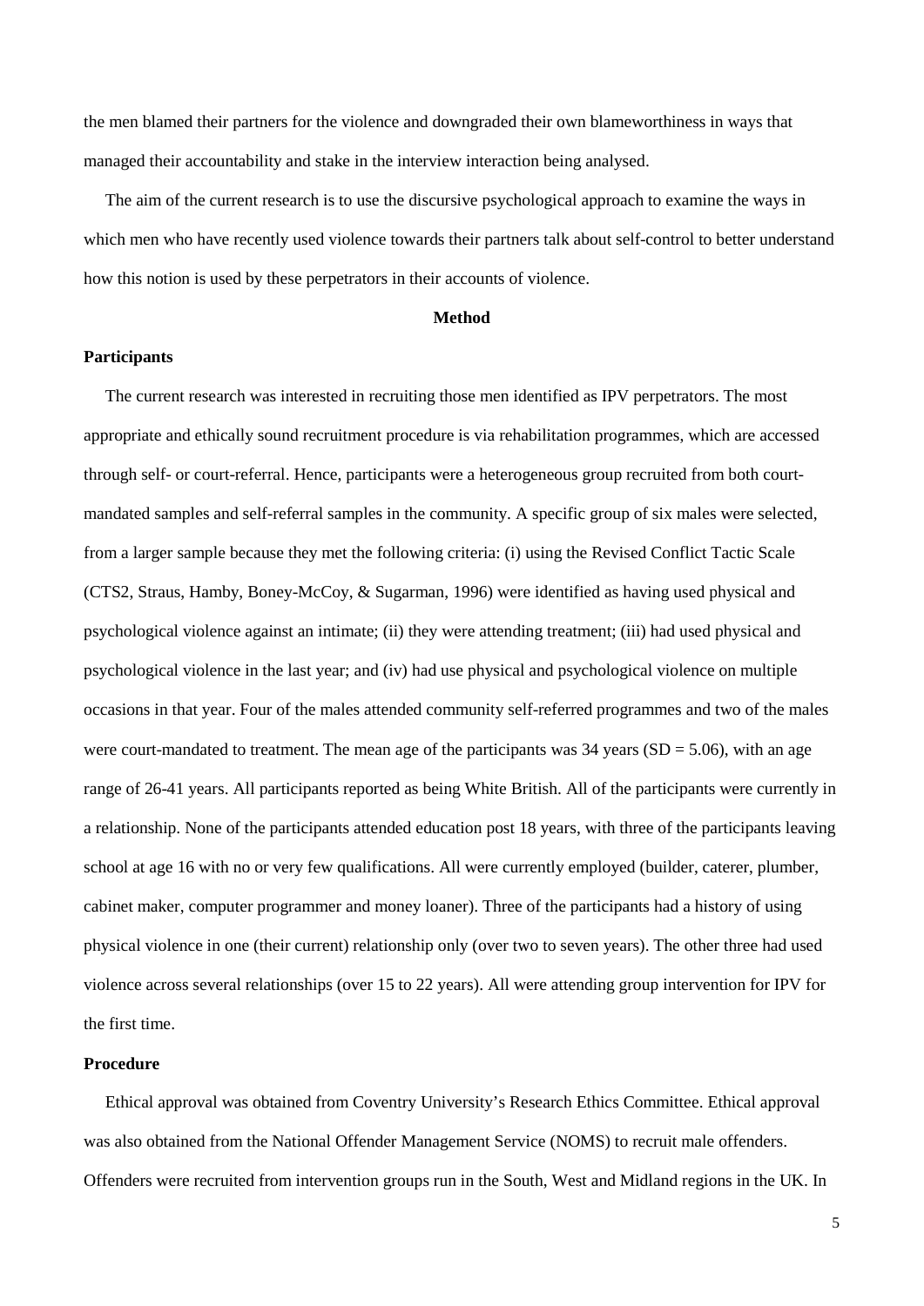the men blamed their partners for the violence and downgraded their own blameworthiness in ways that managed their accountability and stake in the interview interaction being analysed.

The aim of the current research is to use the discursive psychological approach to examine the ways in which men who have recently used violence towards their partners talk about self-control to better understand how this notion is used by these perpetrators in their accounts of violence.

## Method

### Participants

The current research was interested in recruiting those men identified as IPV perpetrators. The most appropriate and ethically sound recruitment procedure is via rehabilitation programmes, which are accessed through self- or court-referral. Hence, participants were a heterogeneous group recruited from both court-mandated samples and self-referral samples in the community. A specific group of six males were selected, from a larger sample because they met the following criteria: (i) using the Revised Conflict Tactic Scale (CTS2, Straus, Hamby, Boney-McCoy, & Sugarman, 1996) were identified as having used physical and psychological violence against an intimate; (ii) they were attending treatment; (iii) had used physical and psychological violence in the last year; and (iv) had use physical and psychological violence on multiple occasions in that year. Four of the males attended community self-referred programmes and two of the males were court-mandated to treatment. The mean age of the participants was 34 years (SD = 5.06), with an age range of 26-41 years. All participants reported as being White British. All of the participants were currently in a relationship. None of the participants attended education post 18 years, with three of the participants leaving school at age 16 with no or very few qualifications. All were currently employed (builder, caterer, plumber, cabinet maker, computer programmer and money loaner). Three of the participants had a history of using physical violence in one (their current) relationship only (over two to seven years). The other three had used violence across several relationships (over 15 to 22 years). All were attending group intervention for IPV for the first time.

### Procedure

Ethical approval was obtained from Coventry University's Research Ethics Committee. Ethical approval was also obtained from the National Offender Management Service (NOMS) to recruit male offenders. Offenders were recruited from intervention groups run in the South, West and Midland regions in the UK. In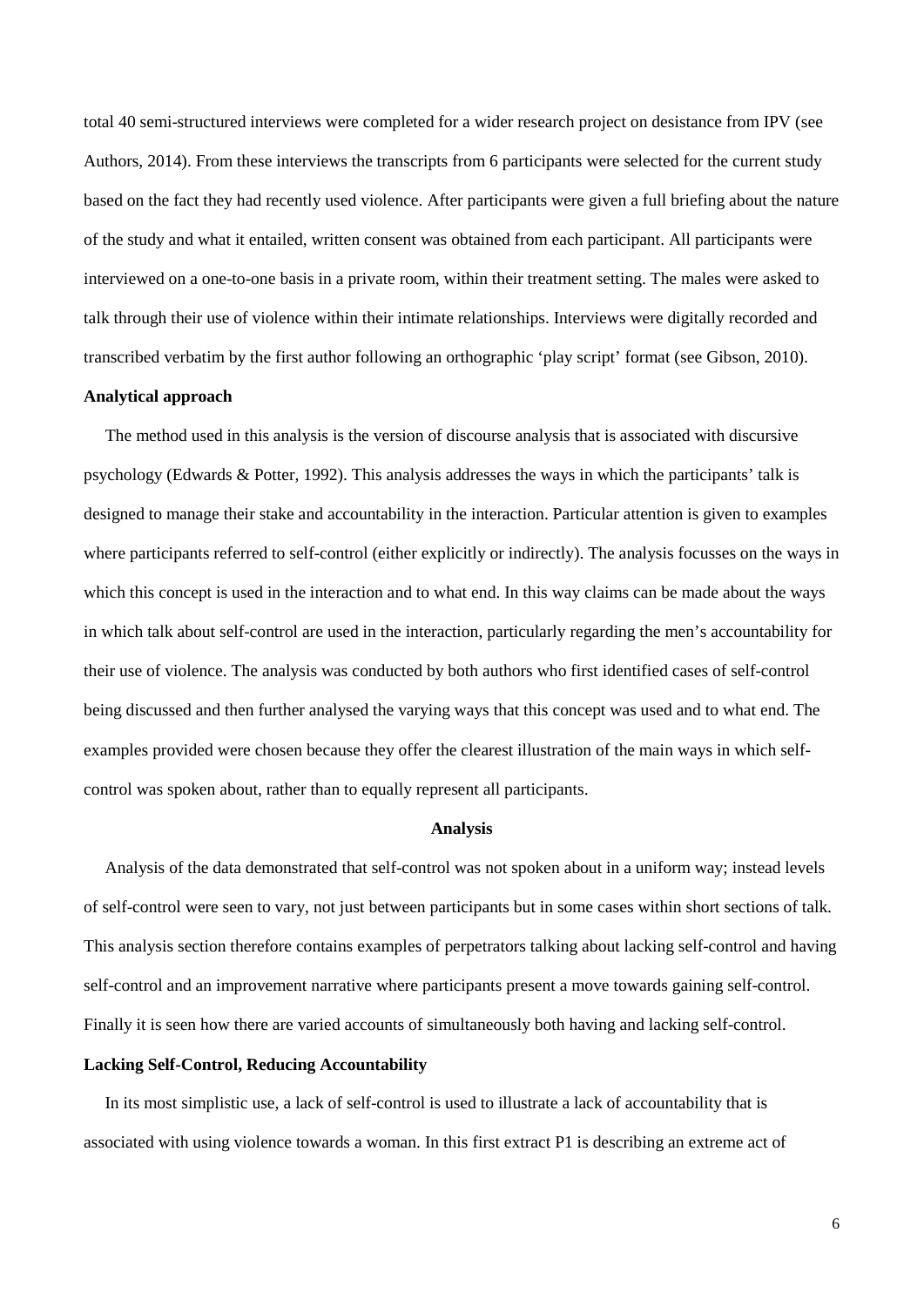total 40 semi-structured interviews were completed for a wider research project on desistance from IPV (see Authors, 2014). From these interviews the transcripts from 6 participants were selected for the current study based on the fact they had recently used violence. After participants were given a full briefing about the nature of the study and what it entailed, written consent was obtained from each participant. All participants were interviewed on a one-to-one basis in a private room, within their treatment setting. The males were asked to talk through their use of violence within their intimate relationships. Interviews were digitally recorded and transcribed verbatim by the first author following an orthographic 'play script' format (see Gibson, 2010).

**Analytical approach**

The method used in this analysis is the version of discourse analysis that is associated with discursive psychology (Edwards & Potter, 1992). This analysis addresses the ways in which the participants' talk is designed to manage their stake and accountability in the interaction. Particular attention is given to examples where participants referred to self-control (either explicitly or indirectly). The analysis focusses on the ways in which this concept is used in the interaction and to what end. In this way claims can be made about the ways in which talk about self-control are used in the interaction, particularly regarding the men's accountability for their use of violence. The analysis was conducted by both authors who first identified cases of self-control being discussed and then further analysed the varying ways that this concept was used and to what end. The examples provided were chosen because they offer the clearest illustration of the main ways in which self-control was spoken about, rather than to equally represent all participants.

## Analysis

Analysis of the data demonstrated that self-control was not spoken about in a uniform way; instead levels of self-control were seen to vary, not just between participants but in some cases within short sections of talk. This analysis section therefore contains examples of perpetrators talking about lacking self-control and having self-control and an improvement narrative where participants present a move towards gaining self-control. Finally it is seen how there are varied accounts of simultaneously both having and lacking self-control.

**Lacking Self-Control, Reducing Accountability**

In its most simplistic use, a lack of self-control is used to illustrate a lack of accountability that is associated with using violence towards a woman. In this first extract P1 is describing an extreme act of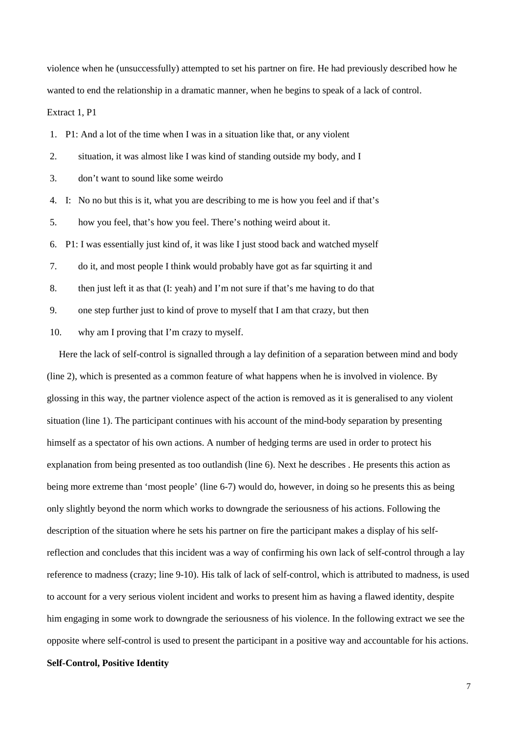violence when he (unsuccessfully) attempted to set his partner on fire. He had previously described how he wanted to end the relationship in a dramatic manner, when he begins to speak of a lack of control.

Extract 1, P1

1. P1: And a lot of the time when I was in a situation like that, or any violent
2. situation, it was almost like I was kind of standing outside my body, and I
3. don't want to sound like some weirdo
4. I: No no but this is it, what you are describing to me is how you feel and if that's
5. how you feel, that's how you feel. There's nothing weird about it.
6. P1: I was essentially just kind of, it was like I just stood back and watched myself
7. do it, and most people I think would probably have got as far squirting it and
8. then just left it as that (I: yeah) and I'm not sure if that's me having to do that
9. one step further just to kind of prove to myself that I am that crazy, but then
10. why am I proving that I'm crazy to myself.

Here the lack of self-control is signalled through a lay definition of a separation between mind and body (line 2), which is presented as a common feature of what happens when he is involved in violence. By glossing in this way, the partner violence aspect of the action is removed as it is generalised to any violent situation (line 1). The participant continues with his account of the mind-body separation by presenting himself as a spectator of his own actions. A number of hedging terms are used in order to protect his explanation from being presented as too outlandish (line 6). Next he describes . He presents this action as being more extreme than 'most people' (line 6-7) would do, however, in doing so he presents this as being only slightly beyond the norm which works to downgrade the seriousness of his actions. Following the description of the situation where he sets his partner on fire the participant makes a display of his self-reflection and concludes that this incident was a way of confirming his own lack of self-control through a lay reference to madness (crazy; line 9-10). His talk of lack of self-control, which is attributed to madness, is used to account for a very serious violent incident and works to present him as having a flawed identity, despite him engaging in some work to downgrade the seriousness of his violence. In the following extract we see the opposite where self-control is used to present the participant in a positive way and accountable for his actions.

**Self-Control, Positive Identity**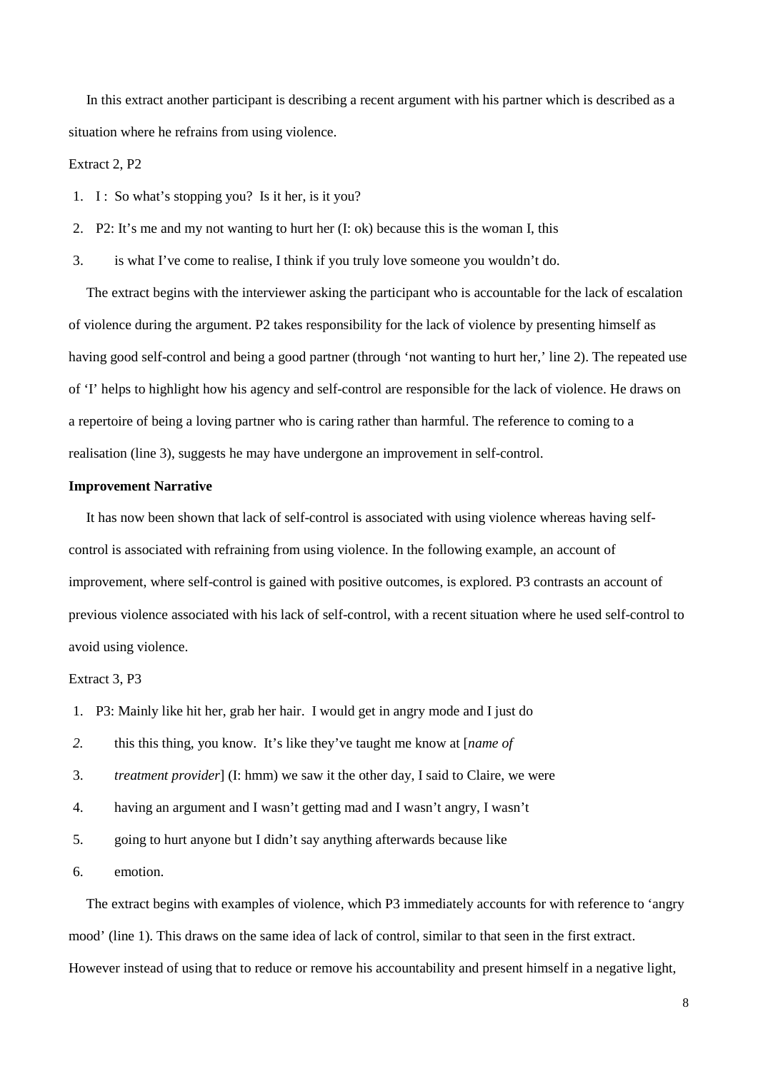In this extract another participant is describing a recent argument with his partner which is described as a situation where he refrains from using violence.

Extract 2, P2

1. I : So what's stopping you? Is it her, is it you?
2. P2: It's me and my not wanting to hurt her (I: ok) because this is the woman I, this
3. is what I've come to realise, I think if you truly love someone you wouldn't do.

The extract begins with the interviewer asking the participant who is accountable for the lack of escalation of violence during the argument. P2 takes responsibility for the lack of violence by presenting himself as having good self-control and being a good partner (through 'not wanting to hurt her,' line 2). The repeated use of 'I' helps to highlight how his agency and self-control are responsible for the lack of violence. He draws on a repertoire of being a loving partner who is caring rather than harmful. The reference to coming to a realisation (line 3), suggests he may have undergone an improvement in self-control.

**Improvement Narrative**

It has now been shown that lack of self-control is associated with using violence whereas having self-control is associated with refraining from using violence. In the following example, an account of improvement, where self-control is gained with positive outcomes, is explored. P3 contrasts an account of previous violence associated with his lack of self-control, with a recent situation where he used self-control to avoid using violence.

Extract 3, P3

1. P3: Mainly like hit her, grab her hair. I would get in angry mode and I just do
2. this this thing, you know. It's like they've taught me know at [*name of*
3. *treatment provider*] (I: hmm) we saw it the other day, I said to Claire, we were
4. having an argument and I wasn't getting mad and I wasn't angry, I wasn't
5. going to hurt anyone but I didn't say anything afterwards because like
6. emotion.

The extract begins with examples of violence, which P3 immediately accounts for with reference to 'angry mood' (line 1). This draws on the same idea of lack of control, similar to that seen in the first extract. However instead of using that to reduce or remove his accountability and present himself in a negative light,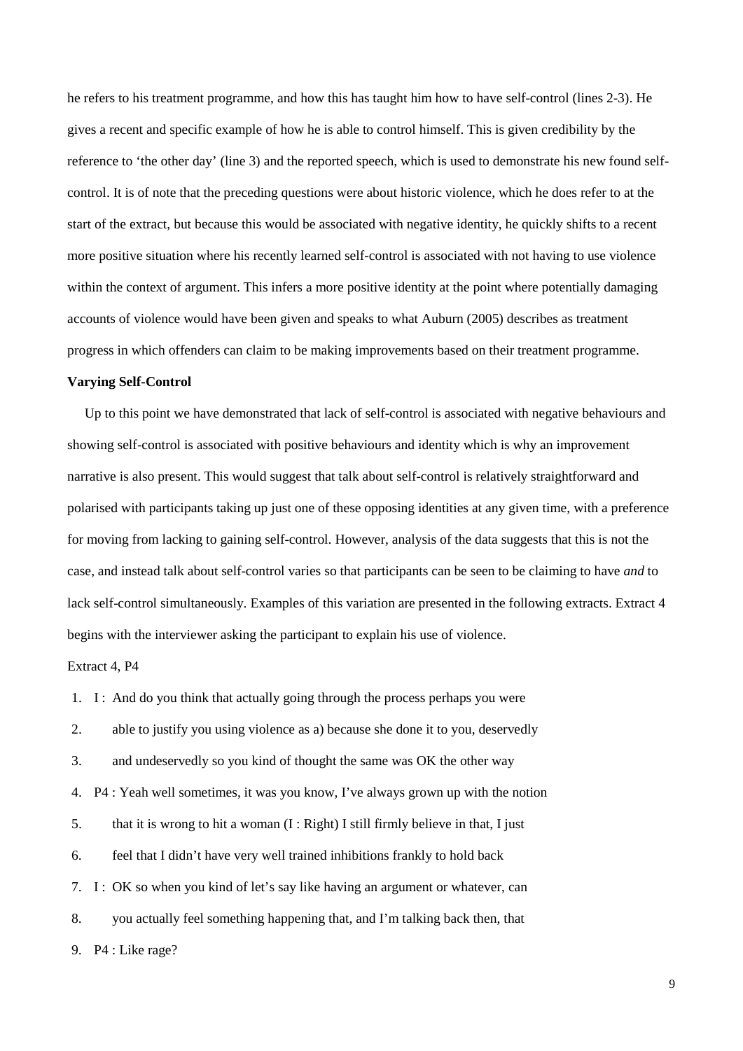he refers to his treatment programme, and how this has taught him how to have self-control (lines 2-3). He gives a recent and specific example of how he is able to control himself. This is given credibility by the reference to 'the other day' (line 3) and the reported speech, which is used to demonstrate his new found self-control. It is of note that the preceding questions were about historic violence, which he does refer to at the start of the extract, but because this would be associated with negative identity, he quickly shifts to a recent more positive situation where his recently learned self-control is associated with not having to use violence within the context of argument. This infers a more positive identity at the point where potentially damaging accounts of violence would have been given and speaks to what Auburn (2005) describes as treatment progress in which offenders can claim to be making improvements based on their treatment programme.

**Varying Self-Control**

Up to this point we have demonstrated that lack of self-control is associated with negative behaviours and showing self-control is associated with positive behaviours and identity which is why an improvement narrative is also present. This would suggest that talk about self-control is relatively straightforward and polarised with participants taking up just one of these opposing identities at any given time, with a preference for moving from lacking to gaining self-control. However, analysis of the data suggests that this is not the case, and instead talk about self-control varies so that participants can be seen to be claiming to have *and* to lack self-control simultaneously. Examples of this variation are presented in the following extracts. Extract 4 begins with the interviewer asking the participant to explain his use of violence.

Extract 4, P4

1. I : And do you think that actually going through the process perhaps you were
2. able to justify you using violence as a) because she done it to you, deservedly
3. and undeservedly so you kind of thought the same was OK the other way
4. P4 : Yeah well sometimes, it was you know, I've always grown up with the notion
5. that it is wrong to hit a woman (I : Right) I still firmly believe in that, I just
6. feel that I didn't have very well trained inhibitions frankly to hold back
7. I : OK so when you kind of let's say like having an argument or whatever, can
8. you actually feel something happening that, and I'm talking back then, that
9. P4 : Like rage?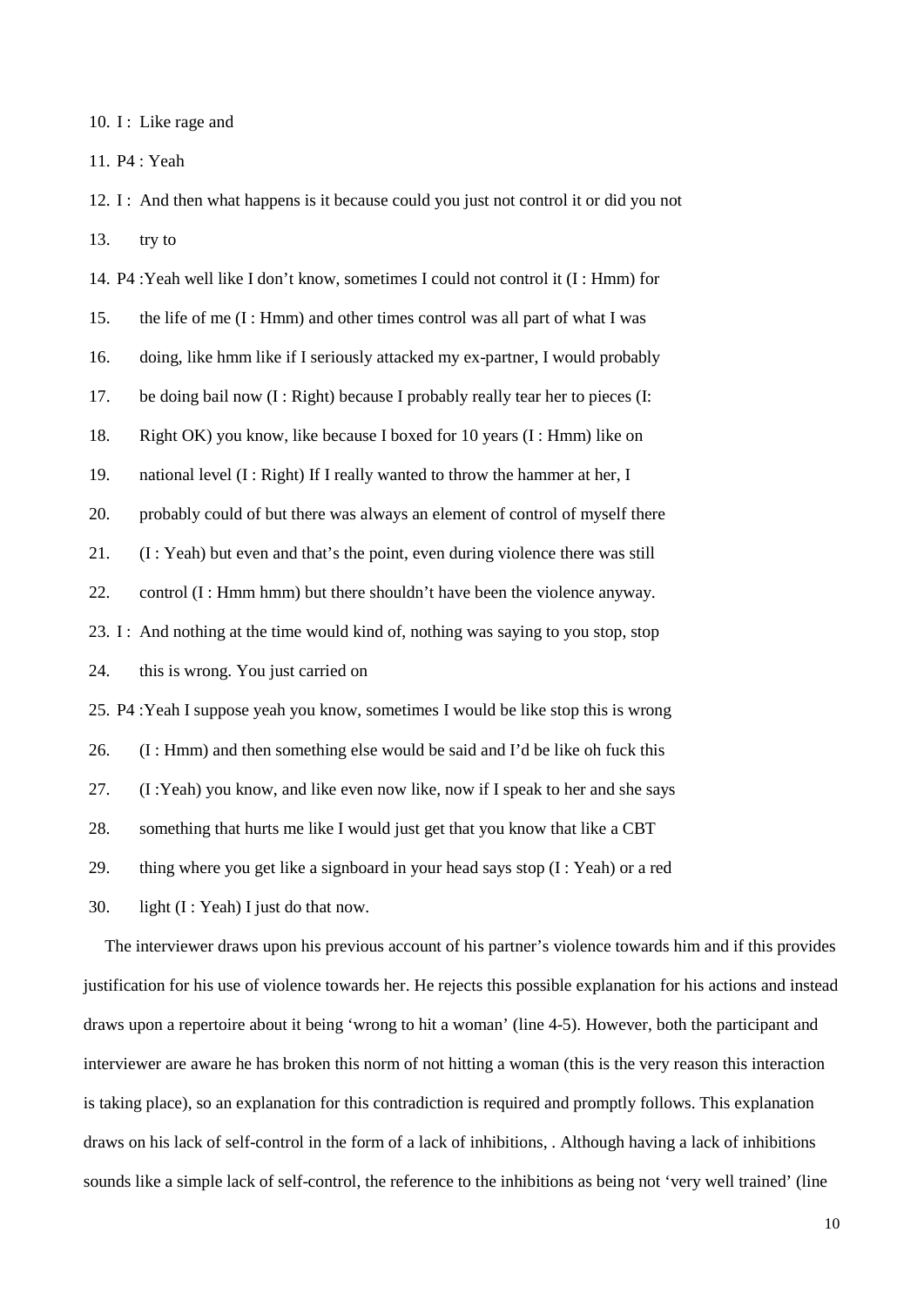10. I : Like rage and

11. P4 : Yeah

12. I : And then what happens is it because could you just not control it or did you not

13. try to

14. P4 :Yeah well like I don't know, sometimes I could not control it (I : Hmm) for

15. the life of me (I : Hmm) and other times control was all part of what I was

16. doing, like hmm like if I seriously attacked my ex-partner, I would probably

17. be doing bail now (I : Right) because I probably really tear her to pieces (I:

18. Right OK) you know, like because I boxed for 10 years (I : Hmm) like on

19. national level (I : Right) If I really wanted to throw the hammer at her, I

20. probably could of but there was always an element of control of myself there

21. (I : Yeah) but even and that's the point, even during violence there was still

22. control (I : Hmm hmm) but there shouldn't have been the violence anyway.

23. I : And nothing at the time would kind of, nothing was saying to you stop, stop

24. this is wrong. You just carried on

25. P4 :Yeah I suppose yeah you know, sometimes I would be like stop this is wrong

26. (I : Hmm) and then something else would be said and I'd be like oh fuck this

27. (I :Yeah) you know, and like even now like, now if I speak to her and she says

28. something that hurts me like I would just get that you know that like a CBT

29. thing where you get like a signboard in your head says stop (I : Yeah) or a red

30. light (I : Yeah) I just do that now.

The interviewer draws upon his previous account of his partner's violence towards him and if this provides justification for his use of violence towards her. He rejects this possible explanation for his actions and instead draws upon a repertoire about it being 'wrong to hit a woman' (line 4-5). However, both the participant and interviewer are aware he has broken this norm of not hitting a woman (this is the very reason this interaction is taking place), so an explanation for this contradiction is required and promptly follows. This explanation draws on his lack of self-control in the form of a lack of inhibitions, . Although having a lack of inhibitions sounds like a simple lack of self-control, the reference to the inhibitions as being not 'very well trained' (line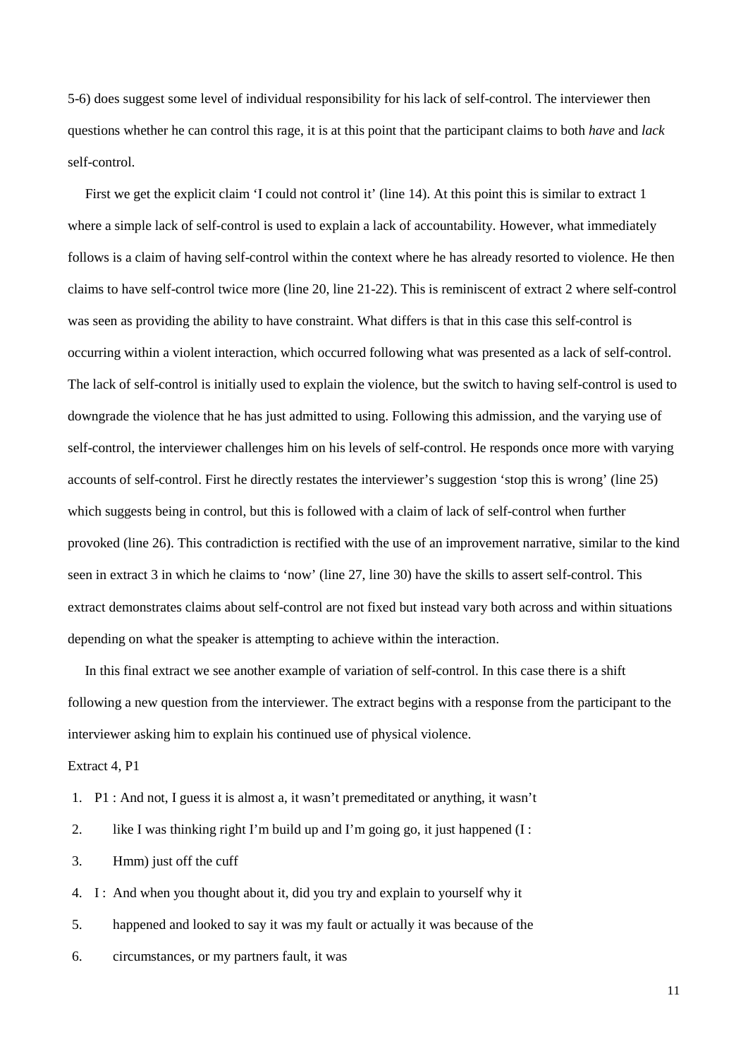5-6) does suggest some level of individual responsibility for his lack of self-control. The interviewer then questions whether he can control this rage, it is at this point that the participant claims to both *have* and *lack* self-control.

First we get the explicit claim 'I could not control it' (line 14). At this point this is similar to extract 1 where a simple lack of self-control is used to explain a lack of accountability. However, what immediately follows is a claim of having self-control within the context where he has already resorted to violence. He then claims to have self-control twice more (line 20, line 21-22). This is reminiscent of extract 2 where self-control was seen as providing the ability to have constraint. What differs is that in this case this self-control is occurring within a violent interaction, which occurred following what was presented as a lack of self-control. The lack of self-control is initially used to explain the violence, but the switch to having self-control is used to downgrade the violence that he has just admitted to using. Following this admission, and the varying use of self-control, the interviewer challenges him on his levels of self-control. He responds once more with varying accounts of self-control. First he directly restates the interviewer's suggestion 'stop this is wrong' (line 25) which suggests being in control, but this is followed with a claim of lack of self-control when further provoked (line 26). This contradiction is rectified with the use of an improvement narrative, similar to the kind seen in extract 3 in which he claims to 'now' (line 27, line 30) have the skills to assert self-control. This extract demonstrates claims about self-control are not fixed but instead vary both across and within situations depending on what the speaker is attempting to achieve within the interaction.

In this final extract we see another example of variation of self-control. In this case there is a shift following a new question from the interviewer. The extract begins with a response from the participant to the interviewer asking him to explain his continued use of physical violence.

Extract 4, P1

```
1.  P1 : And not, I guess it is almost a, it wasn't premeditated or anything, it wasn't
2.       like I was thinking right I'm build up and I'm going go, it just happened (I :
3.       Hmm) just off the cuff
4.  I :  And when you thought about it, did you try and explain to yourself why it
5.       happened and looked to say it was my fault or actually it was because of the
6.       circumstances, or my partners fault, it was
```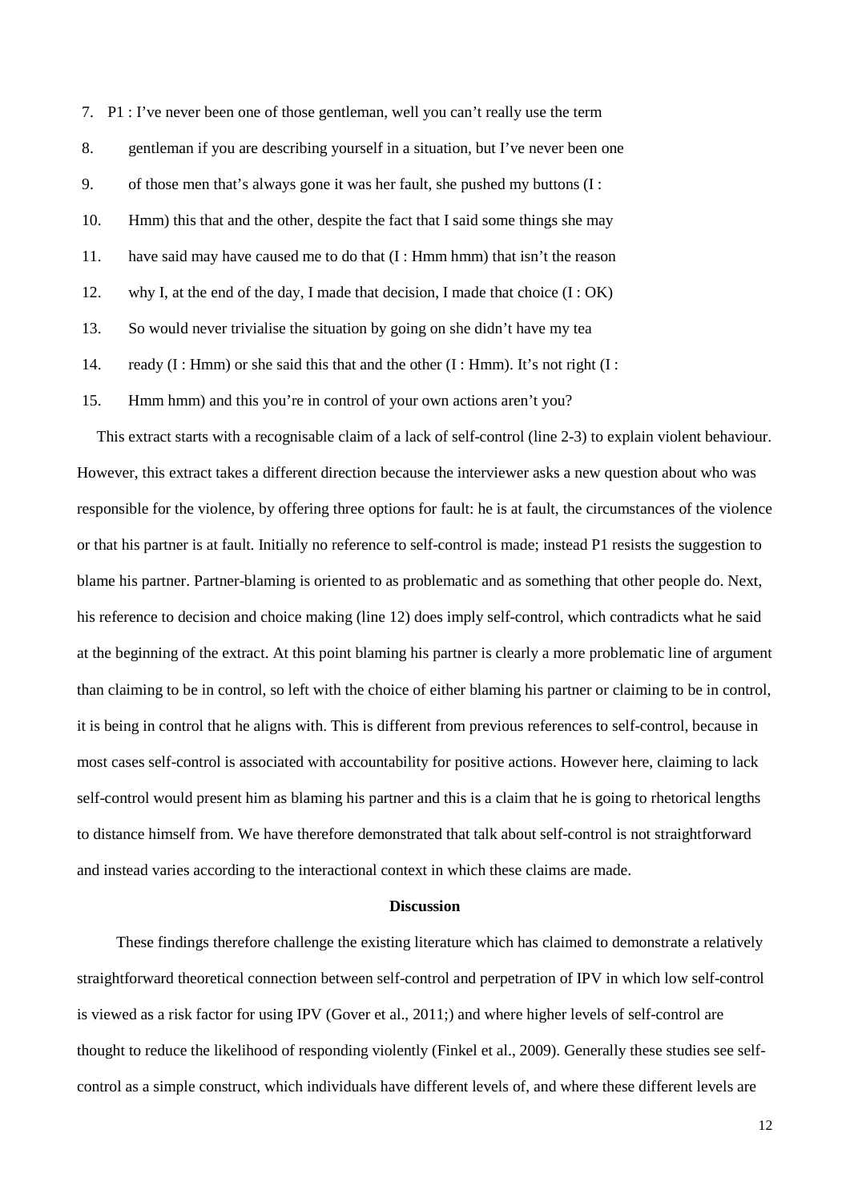7. P1 : I've never been one of those gentleman, well you can't really use the term
8. gentleman if you are describing yourself in a situation, but I've never been one
9. of those men that's always gone it was her fault, she pushed my buttons (I :
10. Hmm) this that and the other, despite the fact that I said some things she may
11. have said may have caused me to do that (I : Hmm hmm) that isn't the reason
12. why I, at the end of the day, I made that decision, I made that choice (I : OK)
13. So would never trivialise the situation by going on she didn't have my tea
14. ready (I : Hmm) or she said this that and the other (I : Hmm). It's not right (I :
15. Hmm hmm) and this you're in control of your own actions aren't you?

This extract starts with a recognisable claim of a lack of self-control (line 2-3) to explain violent behaviour. However, this extract takes a different direction because the interviewer asks a new question about who was responsible for the violence, by offering three options for fault: he is at fault, the circumstances of the violence or that his partner is at fault. Initially no reference to self-control is made; instead P1 resists the suggestion to blame his partner. Partner-blaming is oriented to as problematic and as something that other people do. Next, his reference to decision and choice making (line 12) does imply self-control, which contradicts what he said at the beginning of the extract. At this point blaming his partner is clearly a more problematic line of argument than claiming to be in control, so left with the choice of either blaming his partner or claiming to be in control, it is being in control that he aligns with. This is different from previous references to self-control, because in most cases self-control is associated with accountability for positive actions. However here, claiming to lack self-control would present him as blaming his partner and this is a claim that he is going to rhetorical lengths to distance himself from. We have therefore demonstrated that talk about self-control is not straightforward and instead varies according to the interactional context in which these claims are made.

## Discussion

These findings therefore challenge the existing literature which has claimed to demonstrate a relatively straightforward theoretical connection between self-control and perpetration of IPV in which low self-control is viewed as a risk factor for using IPV (Gover et al., 2011;) and where higher levels of self-control are thought to reduce the likelihood of responding violently (Finkel et al., 2009). Generally these studies see self-control as a simple construct, which individuals have different levels of, and where these different levels are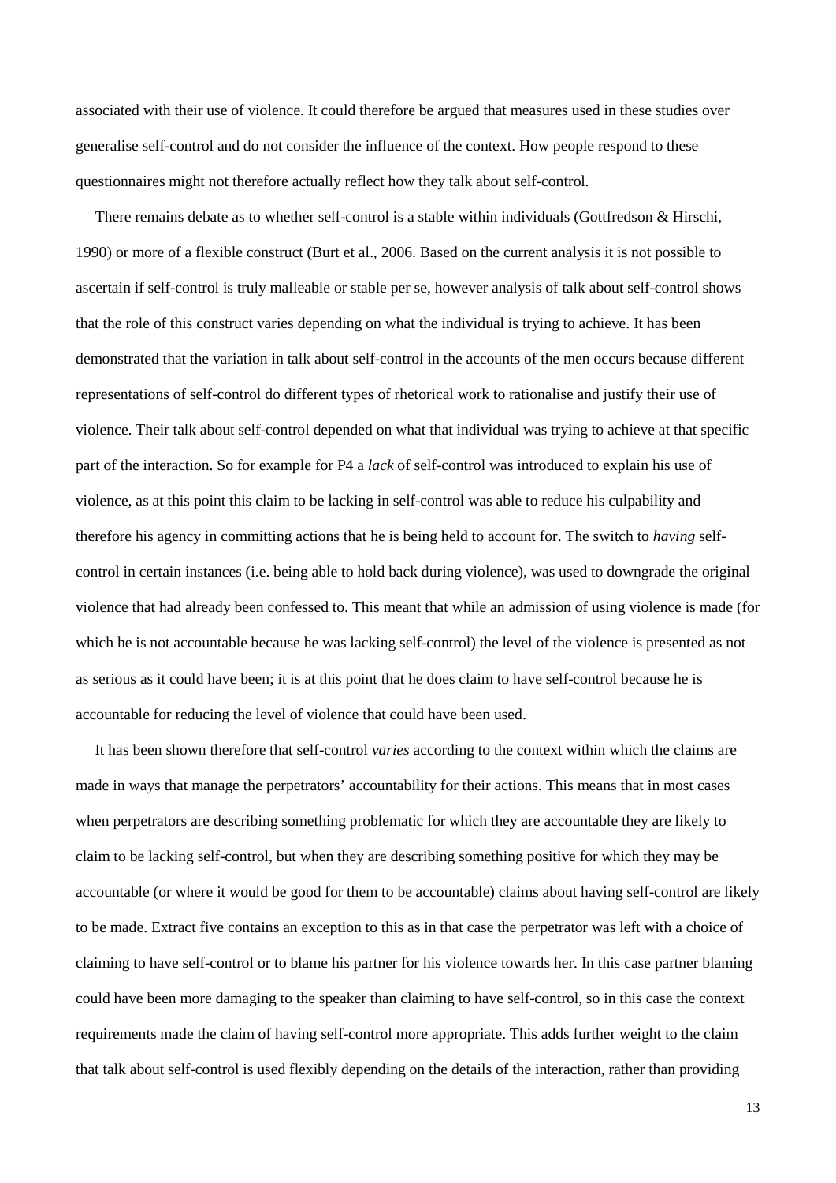associated with their use of violence. It could therefore be argued that measures used in these studies over generalise self-control and do not consider the influence of the context. How people respond to these questionnaires might not therefore actually reflect how they talk about self-control.

There remains debate as to whether self-control is a stable within individuals (Gottfredson & Hirschi, 1990) or more of a flexible construct (Burt et al., 2006. Based on the current analysis it is not possible to ascertain if self-control is truly malleable or stable per se, however analysis of talk about self-control shows that the role of this construct varies depending on what the individual is trying to achieve. It has been demonstrated that the variation in talk about self-control in the accounts of the men occurs because different representations of self-control do different types of rhetorical work to rationalise and justify their use of violence. Their talk about self-control depended on what that individual was trying to achieve at that specific part of the interaction. So for example for P4 a *lack* of self-control was introduced to explain his use of violence, as at this point this claim to be lacking in self-control was able to reduce his culpability and therefore his agency in committing actions that he is being held to account for. The switch to *having* self-control in certain instances (i.e. being able to hold back during violence), was used to downgrade the original violence that had already been confessed to. This meant that while an admission of using violence is made (for which he is not accountable because he was lacking self-control) the level of the violence is presented as not as serious as it could have been; it is at this point that he does claim to have self-control because he is accountable for reducing the level of violence that could have been used.

It has been shown therefore that self-control *varies* according to the context within which the claims are made in ways that manage the perpetrators' accountability for their actions. This means that in most cases when perpetrators are describing something problematic for which they are accountable they are likely to claim to be lacking self-control, but when they are describing something positive for which they may be accountable (or where it would be good for them to be accountable) claims about having self-control are likely to be made. Extract five contains an exception to this as in that case the perpetrator was left with a choice of claiming to have self-control or to blame his partner for his violence towards her. In this case partner blaming could have been more damaging to the speaker than claiming to have self-control, so in this case the context requirements made the claim of having self-control more appropriate. This adds further weight to the claim that talk about self-control is used flexibly depending on the details of the interaction, rather than providing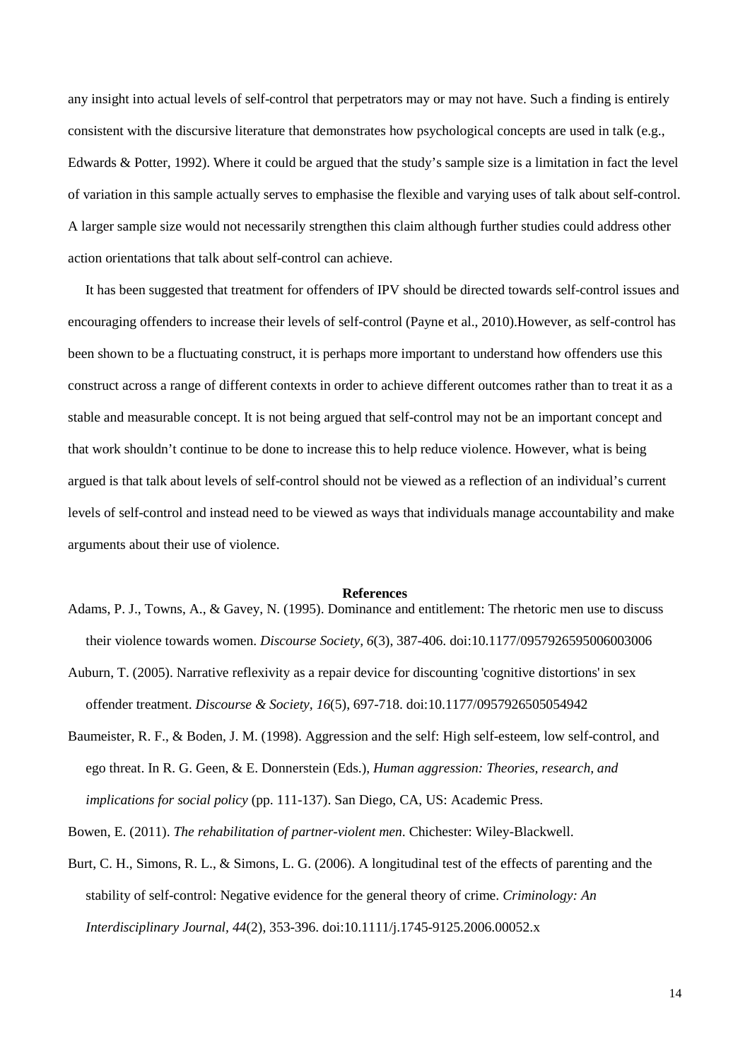any insight into actual levels of self-control that perpetrators may or may not have. Such a finding is entirely consistent with the discursive literature that demonstrates how psychological concepts are used in talk (e.g., Edwards & Potter, 1992). Where it could be argued that the study's sample size is a limitation in fact the level of variation in this sample actually serves to emphasise the flexible and varying uses of talk about self-control. A larger sample size would not necessarily strengthen this claim although further studies could address other action orientations that talk about self-control can achieve.

It has been suggested that treatment for offenders of IPV should be directed towards self-control issues and encouraging offenders to increase their levels of self-control (Payne et al., 2010).However, as self-control has been shown to be a fluctuating construct, it is perhaps more important to understand how offenders use this construct across a range of different contexts in order to achieve different outcomes rather than to treat it as a stable and measurable concept. It is not being argued that self-control may not be an important concept and that work shouldn't continue to be done to increase this to help reduce violence. However, what is being argued is that talk about levels of self-control should not be viewed as a reflection of an individual's current levels of self-control and instead need to be viewed as ways that individuals manage accountability and make arguments about their use of violence.

## References

Adams, P. J., Towns, A., & Gavey, N. (1995). Dominance and entitlement: The rhetoric men use to discuss their violence towards women. *Discourse Society, 6*(3), 387-406. doi:10.1177/0957926595006003006

Auburn, T. (2005). Narrative reflexivity as a repair device for discounting 'cognitive distortions' in sex offender treatment. *Discourse & Society, 16*(5), 697-718. doi:10.1177/0957926505054942

Baumeister, R. F., & Boden, J. M. (1998). Aggression and the self: High self-esteem, low self-control, and ego threat. In R. G. Geen, & E. Donnerstein (Eds.), *Human aggression: Theories, research, and implications for social policy* (pp. 111-137). San Diego, CA, US: Academic Press.

Bowen, E. (2011). *The rehabilitation of partner-violent men*. Chichester: Wiley-Blackwell.

Burt, C. H., Simons, R. L., & Simons, L. G. (2006). A longitudinal test of the effects of parenting and the stability of self-control: Negative evidence for the general theory of crime. *Criminology: An Interdisciplinary Journal, 44*(2), 353-396. doi:10.1111/j.1745-9125.2006.00052.x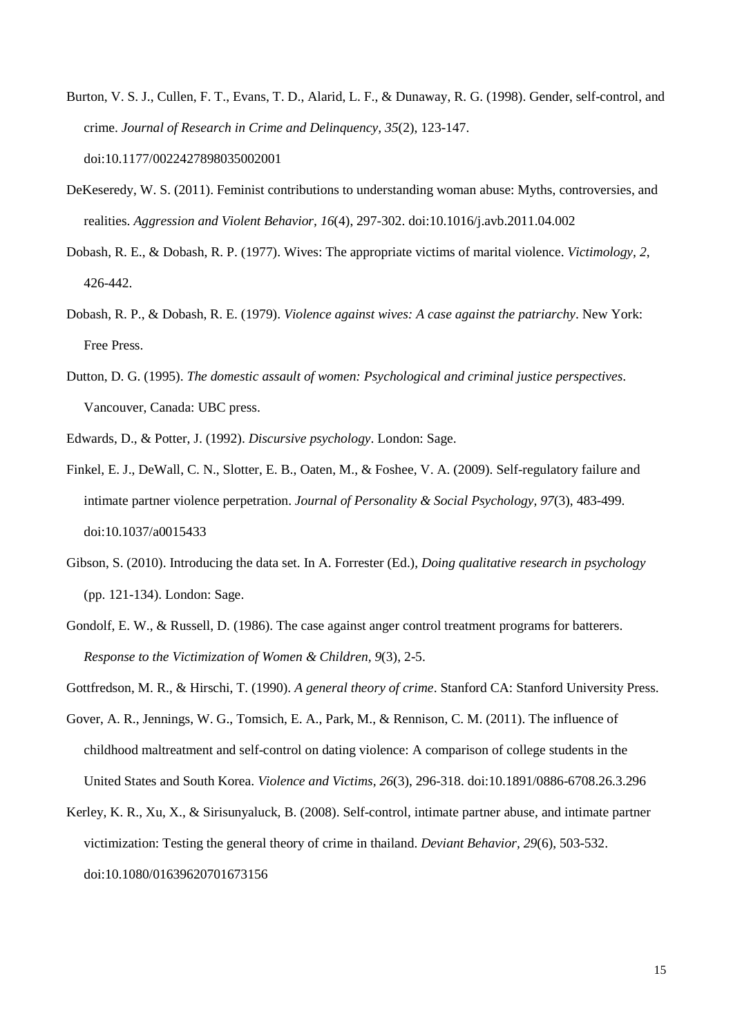Burton, V. S. J., Cullen, F. T., Evans, T. D., Alarid, L. F., & Dunaway, R. G. (1998). Gender, self-control, and crime. *Journal of Research in Crime and Delinquency, 35*(2), 123-147. doi:10.1177/0022427898035002001

DeKeseredy, W. S. (2011). Feminist contributions to understanding woman abuse: Myths, controversies, and realities. *Aggression and Violent Behavior, 16*(4), 297-302. doi:10.1016/j.avb.2011.04.002

Dobash, R. E., & Dobash, R. P. (1977). Wives: The appropriate victims of marital violence. *Victimology, 2*, 426-442.

Dobash, R. P., & Dobash, R. E. (1979). *Violence against wives: A case against the patriarchy*. New York: Free Press.

Dutton, D. G. (1995). *The domestic assault of women: Psychological and criminal justice perspectives*. Vancouver, Canada: UBC press.

Edwards, D., & Potter, J. (1992). *Discursive psychology*. London: Sage.

Finkel, E. J., DeWall, C. N., Slotter, E. B., Oaten, M., & Foshee, V. A. (2009). Self-regulatory failure and intimate partner violence perpetration. *Journal of Personality & Social Psychology, 97*(3), 483-499. doi:10.1037/a0015433

Gibson, S. (2010). Introducing the data set. In A. Forrester (Ed.), *Doing qualitative research in psychology* (pp. 121-134). London: Sage.

Gondolf, E. W., & Russell, D. (1986). The case against anger control treatment programs for batterers. *Response to the Victimization of Women & Children, 9*(3), 2-5.

Gottfredson, M. R., & Hirschi, T. (1990). *A general theory of crime*. Stanford CA: Stanford University Press.

Gover, A. R., Jennings, W. G., Tomsich, E. A., Park, M., & Rennison, C. M. (2011). The influence of childhood maltreatment and self-control on dating violence: A comparison of college students in the United States and South Korea. *Violence and Victims, 26*(3), 296-318. doi:10.1891/0886-6708.26.3.296

Kerley, K. R., Xu, X., & Sirisunyaluck, B. (2008). Self-control, intimate partner abuse, and intimate partner victimization: Testing the general theory of crime in thailand. *Deviant Behavior, 29*(6), 503-532. doi:10.1080/01639620701673156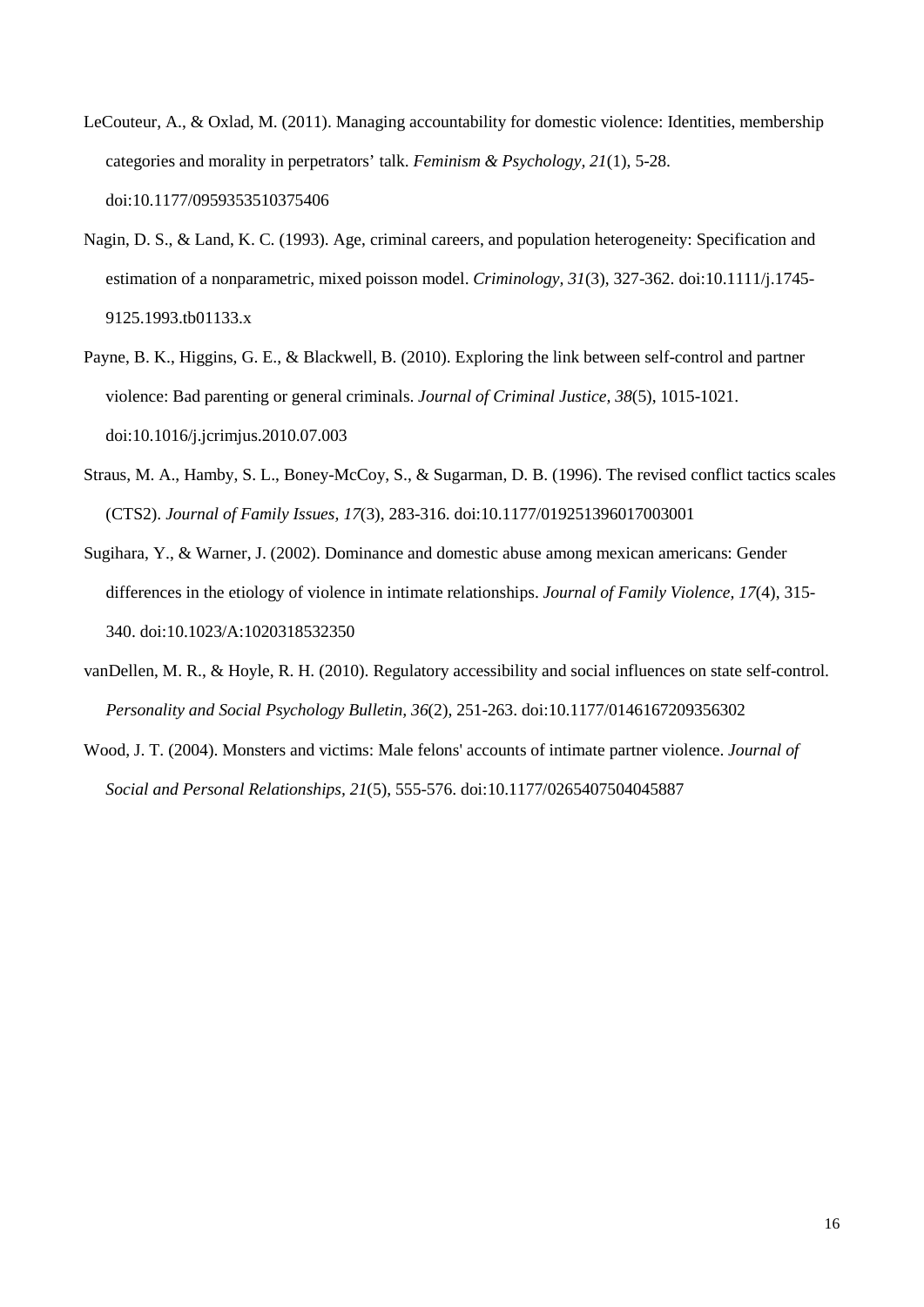LeCouteur, A., & Oxlad, M. (2011). Managing accountability for domestic violence: Identities, membership categories and morality in perpetrators' talk. *Feminism & Psychology, 21*(1), 5-28. doi:10.1177/0959353510375406

Nagin, D. S., & Land, K. C. (1993). Age, criminal careers, and population heterogeneity: Specification and estimation of a nonparametric, mixed poisson model. *Criminology, 31*(3), 327-362. doi:10.1111/j.1745-9125.1993.tb01133.x

Payne, B. K., Higgins, G. E., & Blackwell, B. (2010). Exploring the link between self-control and partner violence: Bad parenting or general criminals. *Journal of Criminal Justice, 38*(5), 1015-1021. doi:10.1016/j.jcrimjus.2010.07.003

Straus, M. A., Hamby, S. L., Boney-McCoy, S., & Sugarman, D. B. (1996). The revised conflict tactics scales (CTS2). *Journal of Family Issues, 17*(3), 283-316. doi:10.1177/019251396017003001

Sugihara, Y., & Warner, J. (2002). Dominance and domestic abuse among mexican americans: Gender differences in the etiology of violence in intimate relationships. *Journal of Family Violence, 17*(4), 315-340. doi:10.1023/A:1020318532350

vanDellen, M. R., & Hoyle, R. H. (2010). Regulatory accessibility and social influences on state self-control. *Personality and Social Psychology Bulletin, 36*(2), 251-263. doi:10.1177/0146167209356302

Wood, J. T. (2004). Monsters and victims: Male felons' accounts of intimate partner violence. *Journal of Social and Personal Relationships, 21*(5), 555-576. doi:10.1177/0265407504045887